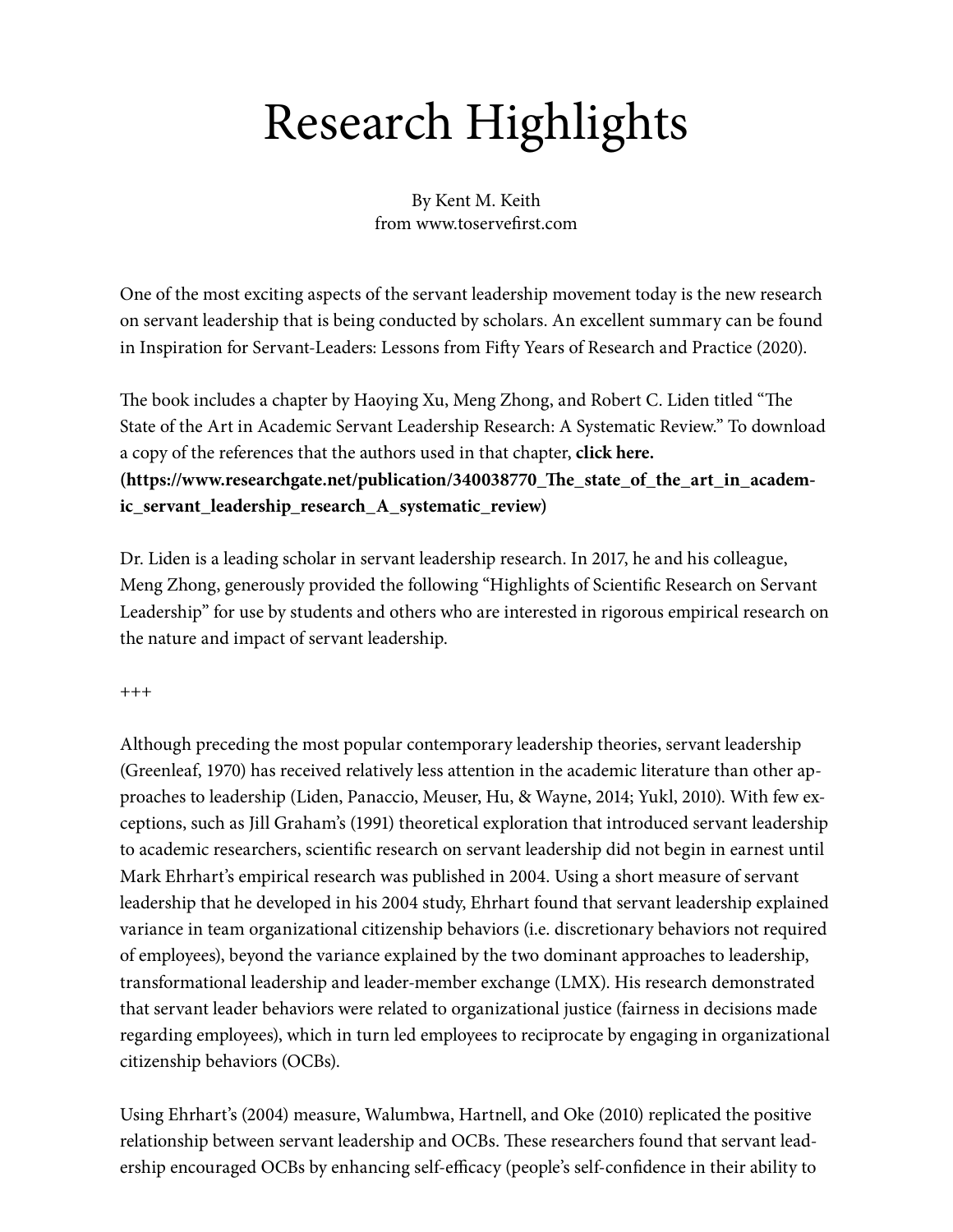# Research Highlights

By Kent M. Keith
from www.toservefirst.com

One of the most exciting aspects of the servant leadership movement today is the new research on servant leadership that is being conducted by scholars. An excellent summary can be found in Inspiration for Servant-Leaders: Lessons from Fifty Years of Research and Practice (2020).

The book includes a chapter by Haoying Xu, Meng Zhong, and Robert C. Liden titled "The State of the Art in Academic Servant Leadership Research: A Systematic Review." To download a copy of the references that the authors used in that chapter, **click here. (https://www.researchgate.net/publication/340038770_The_state_of_the_art_in_academic_servant_leadership_research_A_systematic_review)**

Dr. Liden is a leading scholar in servant leadership research. In 2017, he and his colleague, Meng Zhong, generously provided the following "Highlights of Scientific Research on Servant Leadership" for use by students and others who are interested in rigorous empirical research on the nature and impact of servant leadership.

+++

Although preceding the most popular contemporary leadership theories, servant leadership (Greenleaf, 1970) has received relatively less attention in the academic literature than other approaches to leadership (Liden, Panaccio, Meuser, Hu, & Wayne, 2014; Yukl, 2010). With few exceptions, such as Jill Graham's (1991) theoretical exploration that introduced servant leadership to academic researchers, scientific research on servant leadership did not begin in earnest until Mark Ehrhart's empirical research was published in 2004. Using a short measure of servant leadership that he developed in his 2004 study, Ehrhart found that servant leadership explained variance in team organizational citizenship behaviors (i.e. discretionary behaviors not required of employees), beyond the variance explained by the two dominant approaches to leadership, transformational leadership and leader-member exchange (LMX). His research demonstrated that servant leader behaviors were related to organizational justice (fairness in decisions made regarding employees), which in turn led employees to reciprocate by engaging in organizational citizenship behaviors (OCBs).

Using Ehrhart's (2004) measure, Walumbwa, Hartnell, and Oke (2010) replicated the positive relationship between servant leadership and OCBs. These researchers found that servant leadership encouraged OCBs by enhancing self-efficacy (people's self-confidence in their ability to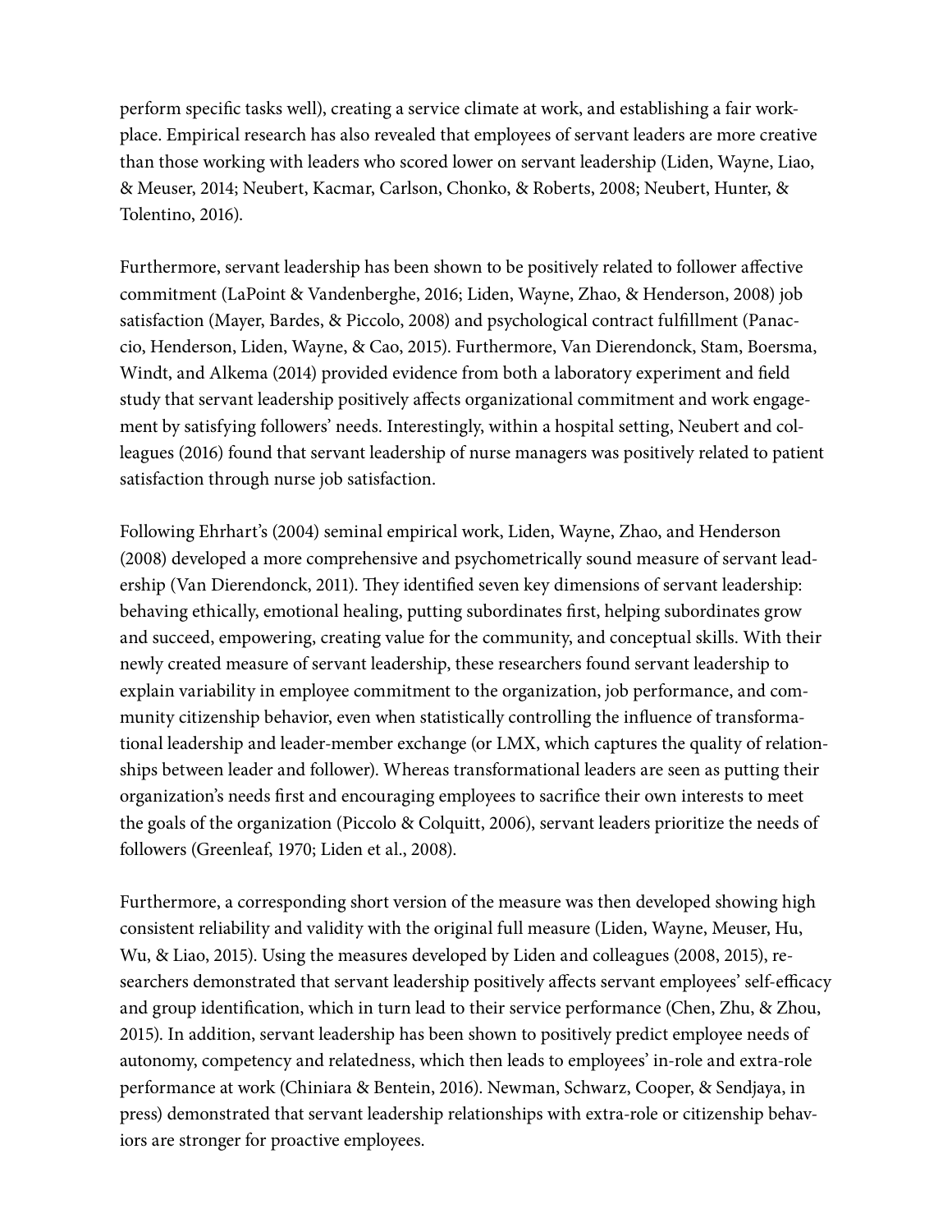perform specific tasks well), creating a service climate at work, and establishing a fair workplace. Empirical research has also revealed that employees of servant leaders are more creative than those working with leaders who scored lower on servant leadership (Liden, Wayne, Liao, & Meuser, 2014; Neubert, Kacmar, Carlson, Chonko, & Roberts, 2008; Neubert, Hunter, & Tolentino, 2016).

Furthermore, servant leadership has been shown to be positively related to follower affective commitment (LaPoint & Vandenberghe, 2016; Liden, Wayne, Zhao, & Henderson, 2008) job satisfaction (Mayer, Bardes, & Piccolo, 2008) and psychological contract fulfillment (Panaccio, Henderson, Liden, Wayne, & Cao, 2015). Furthermore, Van Dierendonck, Stam, Boersma, Windt, and Alkema (2014) provided evidence from both a laboratory experiment and field study that servant leadership positively affects organizational commitment and work engagement by satisfying followers' needs. Interestingly, within a hospital setting, Neubert and colleagues (2016) found that servant leadership of nurse managers was positively related to patient satisfaction through nurse job satisfaction.

Following Ehrhart's (2004) seminal empirical work, Liden, Wayne, Zhao, and Henderson (2008) developed a more comprehensive and psychometrically sound measure of servant leadership (Van Dierendonck, 2011). They identified seven key dimensions of servant leadership: behaving ethically, emotional healing, putting subordinates first, helping subordinates grow and succeed, empowering, creating value for the community, and conceptual skills. With their newly created measure of servant leadership, these researchers found servant leadership to explain variability in employee commitment to the organization, job performance, and community citizenship behavior, even when statistically controlling the influence of transformational leadership and leader-member exchange (or LMX, which captures the quality of relationships between leader and follower). Whereas transformational leaders are seen as putting their organization's needs first and encouraging employees to sacrifice their own interests to meet the goals of the organization (Piccolo & Colquitt, 2006), servant leaders prioritize the needs of followers (Greenleaf, 1970; Liden et al., 2008).

Furthermore, a corresponding short version of the measure was then developed showing high consistent reliability and validity with the original full measure (Liden, Wayne, Meuser, Hu, Wu, & Liao, 2015). Using the measures developed by Liden and colleagues (2008, 2015), researchers demonstrated that servant leadership positively affects servant employees' self-efficacy and group identification, which in turn lead to their service performance (Chen, Zhu, & Zhou, 2015). In addition, servant leadership has been shown to positively predict employee needs of autonomy, competency and relatedness, which then leads to employees' in-role and extra-role performance at work (Chiniara & Bentein, 2016). Newman, Schwarz, Cooper, & Sendjaya, in press) demonstrated that servant leadership relationships with extra-role or citizenship behaviors are stronger for proactive employees.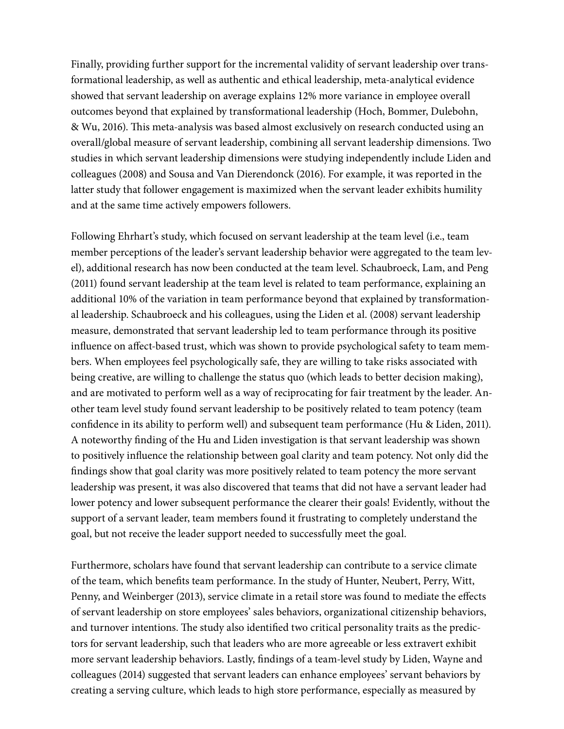Finally, providing further support for the incremental validity of servant leadership over transformational leadership, as well as authentic and ethical leadership, meta-analytical evidence showed that servant leadership on average explains 12% more variance in employee overall outcomes beyond that explained by transformational leadership (Hoch, Bommer, Dulebohn, & Wu, 2016). This meta-analysis was based almost exclusively on research conducted using an overall/global measure of servant leadership, combining all servant leadership dimensions. Two studies in which servant leadership dimensions were studying independently include Liden and colleagues (2008) and Sousa and Van Dierendonck (2016). For example, it was reported in the latter study that follower engagement is maximized when the servant leader exhibits humility and at the same time actively empowers followers.

Following Ehrhart's study, which focused on servant leadership at the team level (i.e., team member perceptions of the leader's servant leadership behavior were aggregated to the team level), additional research has now been conducted at the team level. Schaubroeck, Lam, and Peng (2011) found servant leadership at the team level is related to team performance, explaining an additional 10% of the variation in team performance beyond that explained by transformational leadership. Schaubroeck and his colleagues, using the Liden et al. (2008) servant leadership measure, demonstrated that servant leadership led to team performance through its positive influence on affect-based trust, which was shown to provide psychological safety to team members. When employees feel psychologically safe, they are willing to take risks associated with being creative, are willing to challenge the status quo (which leads to better decision making), and are motivated to perform well as a way of reciprocating for fair treatment by the leader. Another team level study found servant leadership to be positively related to team potency (team confidence in its ability to perform well) and subsequent team performance (Hu & Liden, 2011). A noteworthy finding of the Hu and Liden investigation is that servant leadership was shown to positively influence the relationship between goal clarity and team potency. Not only did the findings show that goal clarity was more positively related to team potency the more servant leadership was present, it was also discovered that teams that did not have a servant leader had lower potency and lower subsequent performance the clearer their goals! Evidently, without the support of a servant leader, team members found it frustrating to completely understand the goal, but not receive the leader support needed to successfully meet the goal.

Furthermore, scholars have found that servant leadership can contribute to a service climate of the team, which benefits team performance. In the study of Hunter, Neubert, Perry, Witt, Penny, and Weinberger (2013), service climate in a retail store was found to mediate the effects of servant leadership on store employees' sales behaviors, organizational citizenship behaviors, and turnover intentions. The study also identified two critical personality traits as the predictors for servant leadership, such that leaders who are more agreeable or less extravert exhibit more servant leadership behaviors. Lastly, findings of a team-level study by Liden, Wayne and colleagues (2014) suggested that servant leaders can enhance employees' servant behaviors by creating a serving culture, which leads to high store performance, especially as measured by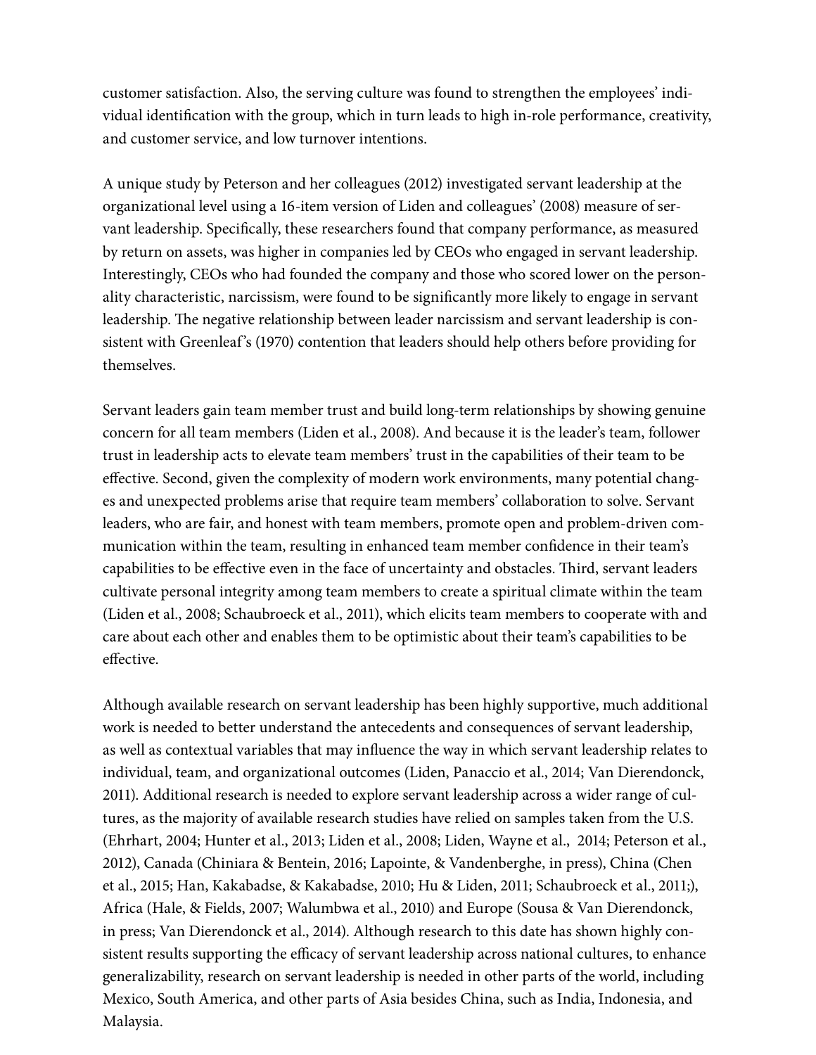customer satisfaction. Also, the serving culture was found to strengthen the employees' individual identification with the group, which in turn leads to high in-role performance, creativity, and customer service, and low turnover intentions.

A unique study by Peterson and her colleagues (2012) investigated servant leadership at the organizational level using a 16-item version of Liden and colleagues' (2008) measure of servant leadership. Specifically, these researchers found that company performance, as measured by return on assets, was higher in companies led by CEOs who engaged in servant leadership. Interestingly, CEOs who had founded the company and those who scored lower on the personality characteristic, narcissism, were found to be significantly more likely to engage in servant leadership. The negative relationship between leader narcissism and servant leadership is consistent with Greenleaf's (1970) contention that leaders should help others before providing for themselves.

Servant leaders gain team member trust and build long-term relationships by showing genuine concern for all team members (Liden et al., 2008). And because it is the leader's team, follower trust in leadership acts to elevate team members' trust in the capabilities of their team to be effective. Second, given the complexity of modern work environments, many potential changes and unexpected problems arise that require team members' collaboration to solve. Servant leaders, who are fair, and honest with team members, promote open and problem-driven communication within the team, resulting in enhanced team member confidence in their team's capabilities to be effective even in the face of uncertainty and obstacles. Third, servant leaders cultivate personal integrity among team members to create a spiritual climate within the team (Liden et al., 2008; Schaubroeck et al., 2011), which elicits team members to cooperate with and care about each other and enables them to be optimistic about their team's capabilities to be effective.

Although available research on servant leadership has been highly supportive, much additional work is needed to better understand the antecedents and consequences of servant leadership, as well as contextual variables that may influence the way in which servant leadership relates to individual, team, and organizational outcomes (Liden, Panaccio et al., 2014; Van Dierendonck, 2011). Additional research is needed to explore servant leadership across a wider range of cultures, as the majority of available research studies have relied on samples taken from the U.S. (Ehrhart, 2004; Hunter et al., 2013; Liden et al., 2008; Liden, Wayne et al., 2014; Peterson et al., 2012), Canada (Chiniara & Bentein, 2016; Lapointe, & Vandenberghe, in press), China (Chen et al., 2015; Han, Kakabadse, & Kakabadse, 2010; Hu & Liden, 2011; Schaubroeck et al., 2011;), Africa (Hale, & Fields, 2007; Walumbwa et al., 2010) and Europe (Sousa & Van Dierendonck, in press; Van Dierendonck et al., 2014). Although research to this date has shown highly consistent results supporting the efficacy of servant leadership across national cultures, to enhance generalizability, research on servant leadership is needed in other parts of the world, including Mexico, South America, and other parts of Asia besides China, such as India, Indonesia, and Malaysia.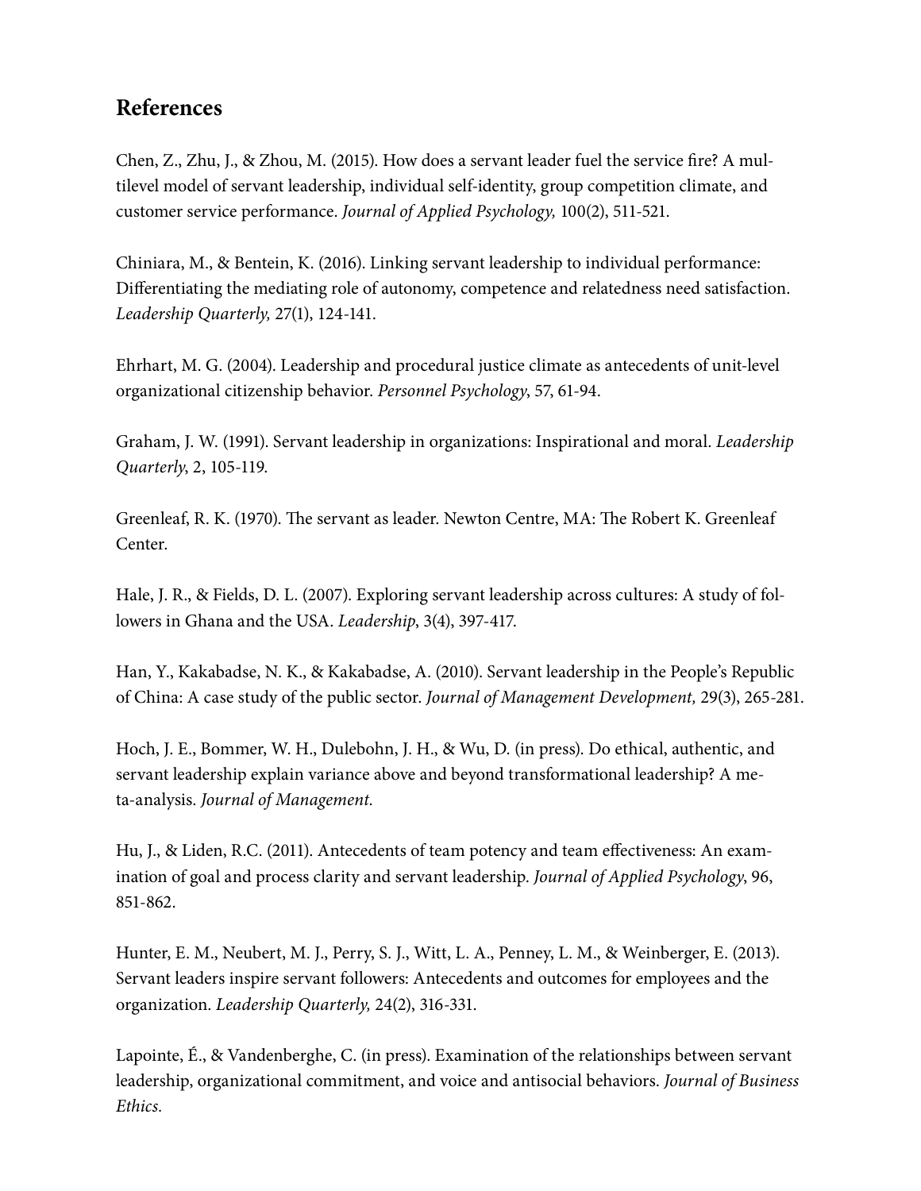## References

Chen, Z., Zhu, J., & Zhou, M. (2015). How does a servant leader fuel the service fire? A multilevel model of servant leadership, individual self-identity, group competition climate, and customer service performance. *Journal of Applied Psychology,* 100(2), 511-521.

Chiniara, M., & Bentein, K. (2016). Linking servant leadership to individual performance: Differentiating the mediating role of autonomy, competence and relatedness need satisfaction. *Leadership Quarterly,* 27(1), 124-141.

Ehrhart, M. G. (2004). Leadership and procedural justice climate as antecedents of unit-level organizational citizenship behavior. *Personnel Psychology*, 57, 61-94.

Graham, J. W. (1991). Servant leadership in organizations: Inspirational and moral. *Leadership Quarterly*, 2, 105-119.

Greenleaf, R. K. (1970). The servant as leader. Newton Centre, MA: The Robert K. Greenleaf Center.

Hale, J. R., & Fields, D. L. (2007). Exploring servant leadership across cultures: A study of followers in Ghana and the USA. *Leadership*, 3(4), 397-417.

Han, Y., Kakabadse, N. K., & Kakabadse, A. (2010). Servant leadership in the People's Republic of China: A case study of the public sector. *Journal of Management Development,* 29(3), 265-281.

Hoch, J. E., Bommer, W. H., Dulebohn, J. H., & Wu, D. (in press). Do ethical, authentic, and servant leadership explain variance above and beyond transformational leadership? A meta-analysis. *Journal of Management.*

Hu, J., & Liden, R.C. (2011). Antecedents of team potency and team effectiveness: An examination of goal and process clarity and servant leadership. *Journal of Applied Psychology*, 96, 851-862.

Hunter, E. M., Neubert, M. J., Perry, S. J., Witt, L. A., Penney, L. M., & Weinberger, E. (2013). Servant leaders inspire servant followers: Antecedents and outcomes for employees and the organization. *Leadership Quarterly,* 24(2), 316-331.

Lapointe, É., & Vandenberghe, C. (in press). Examination of the relationships between servant leadership, organizational commitment, and voice and antisocial behaviors. *Journal of Business Ethics.*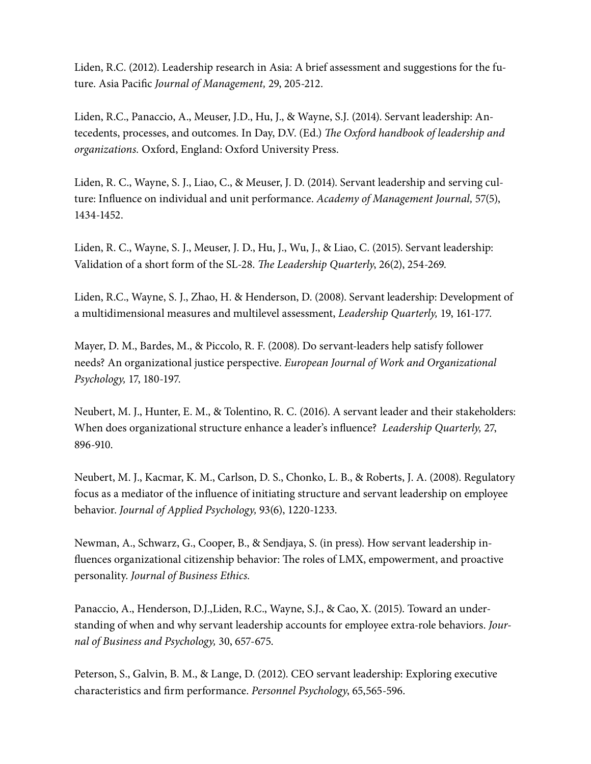Liden, R.C. (2012). Leadership research in Asia: A brief assessment and suggestions for the future. Asia Pacific *Journal of Management,* 29, 205-212.

Liden, R.C., Panaccio, A., Meuser, J.D., Hu, J., & Wayne, S.J. (2014). Servant leadership: Antecedents, processes, and outcomes. In Day, D.V. (Ed.) *The Oxford handbook of leadership and organizations.* Oxford, England: Oxford University Press.

Liden, R. C., Wayne, S. J., Liao, C., & Meuser, J. D. (2014). Servant leadership and serving culture: Influence on individual and unit performance. *Academy of Management Journal,* 57(5), 1434-1452.

Liden, R. C., Wayne, S. J., Meuser, J. D., Hu, J., Wu, J., & Liao, C. (2015). Servant leadership: Validation of a short form of the SL-28. *The Leadership Quarterly*, 26(2), 254-269.

Liden, R.C., Wayne, S. J., Zhao, H. & Henderson, D. (2008). Servant leadership: Development of a multidimensional measures and multilevel assessment, *Leadership Quarterly,* 19, 161-177.

Mayer, D. M., Bardes, M., & Piccolo, R. F. (2008). Do servant-leaders help satisfy follower needs? An organizational justice perspective. *European Journal of Work and Organizational Psychology,* 17, 180-197.

Neubert, M. J., Hunter, E. M., & Tolentino, R. C. (2016). A servant leader and their stakeholders: When does organizational structure enhance a leader's influence? *Leadership Quarterly,* 27, 896-910.

Neubert, M. J., Kacmar, K. M., Carlson, D. S., Chonko, L. B., & Roberts, J. A. (2008). Regulatory focus as a mediator of the influence of initiating structure and servant leadership on employee behavior. *Journal of Applied Psychology,* 93(6), 1220-1233.

Newman, A., Schwarz, G., Cooper, B., & Sendjaya, S. (in press). How servant leadership influences organizational citizenship behavior: The roles of LMX, empowerment, and proactive personality. *Journal of Business Ethics.*

Panaccio, A., Henderson, D.J.,Liden, R.C., Wayne, S.J., & Cao, X. (2015). Toward an understanding of when and why servant leadership accounts for employee extra-role behaviors. *Journal of Business and Psychology,* 30, 657-675.

Peterson, S., Galvin, B. M., & Lange, D. (2012). CEO servant leadership: Exploring executive characteristics and firm performance. *Personnel Psychology*, 65,565-596.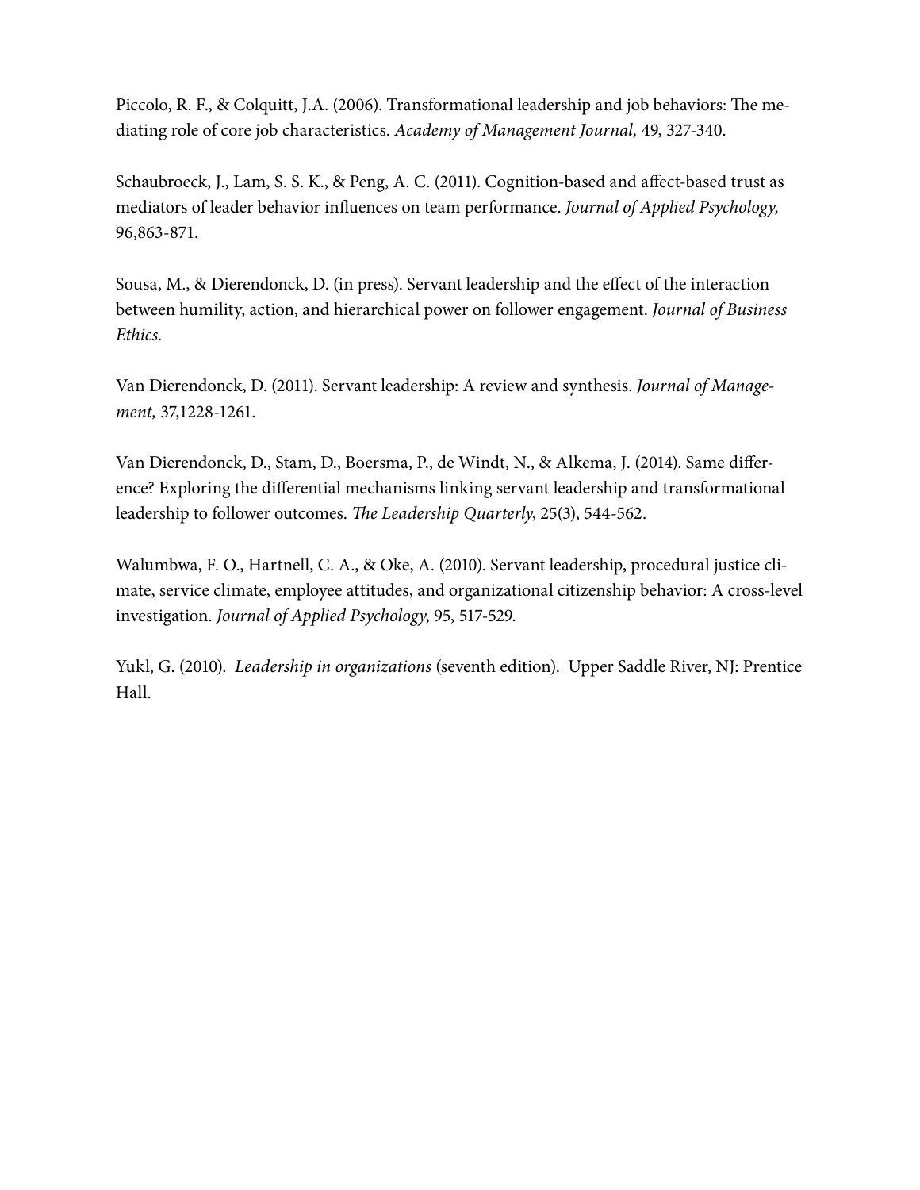Piccolo, R. F., & Colquitt, J.A. (2006). Transformational leadership and job behaviors: The mediating role of core job characteristics. *Academy of Management Journal,* 49, 327-340.

Schaubroeck, J., Lam, S. S. K., & Peng, A. C. (2011). Cognition-based and affect-based trust as mediators of leader behavior influences on team performance. *Journal of Applied Psychology,* 96,863-871.

Sousa, M., & Dierendonck, D. (in press). Servant leadership and the effect of the interaction between humility, action, and hierarchical power on follower engagement. *Journal of Business Ethics.*

Van Dierendonck, D. (2011). Servant leadership: A review and synthesis. *Journal of Management,* 37,1228-1261.

Van Dierendonck, D., Stam, D., Boersma, P., de Windt, N., & Alkema, J. (2014). Same difference? Exploring the differential mechanisms linking servant leadership and transformational leadership to follower outcomes. *The Leadership Quarterly*, 25(3), 544-562.

Walumbwa, F. O., Hartnell, C. A., & Oke, A. (2010). Servant leadership, procedural justice climate, service climate, employee attitudes, and organizational citizenship behavior: A cross-level investigation. *Journal of Applied Psychology*, 95, 517-529.

Yukl, G. (2010). *Leadership in organizations* (seventh edition). Upper Saddle River, NJ: Prentice Hall.